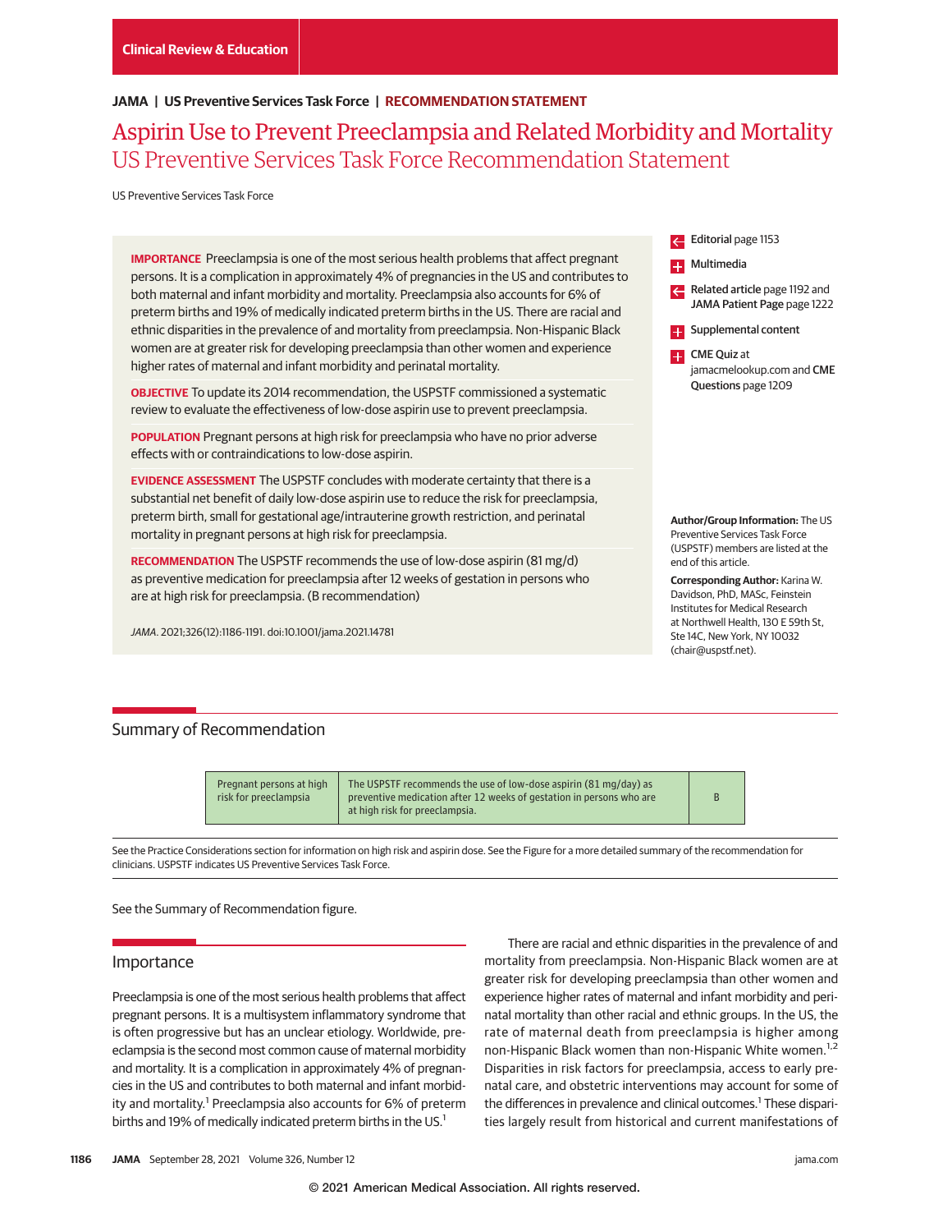Clinical Review & Education

JAMA | US Preventive Services Task Force | RECOMMENDATION STATEMENT

# Aspirin Use to Prevent Preeclampsia and Related Morbidity and Mortality
## US Preventive Services Task Force Recommendation Statement

US Preventive Services Task Force

**IMPORTANCE** Preeclampsia is one of the most serious health problems that affect pregnant persons. It is a complication in approximately 4% of pregnancies in the US and contributes to both maternal and infant morbidity and mortality. Preeclampsia also accounts for 6% of preterm births and 19% of medically indicated preterm births in the US. There are racial and ethnic disparities in the prevalence of and mortality from preeclampsia. Non-Hispanic Black women are at greater risk for developing preeclampsia than other women and experience higher rates of maternal and infant morbidity and perinatal mortality.

**OBJECTIVE** To update its 2014 recommendation, the USPSTF commissioned a systematic review to evaluate the effectiveness of low-dose aspirin use to prevent preeclampsia.

**POPULATION** Pregnant persons at high risk for preeclampsia who have no prior adverse effects with or contraindications to low-dose aspirin.

**EVIDENCE ASSESSMENT** The USPSTF concludes with moderate certainty that there is a substantial net benefit of daily low-dose aspirin use to reduce the risk for preeclampsia, preterm birth, small for gestational age/intrauterine growth restriction, and perinatal mortality in pregnant persons at high risk for preeclampsia.

**RECOMMENDATION** The USPSTF recommends the use of low-dose aspirin (81 mg/d) as preventive medication for preeclampsia after 12 weeks of gestation in persons who are at high risk for preeclampsia. (B recommendation)

*JAMA*. 2021;326(12):1186-1191. doi:10.1001/jama.2021.14781

Editorial page 1153

Multimedia

Related article page 1192 and **JAMA Patient Page** page 1222

Supplemental content

**CME Quiz** at jamacmelookup.com and **CME Questions** page 1209

**Author/Group Information:** The US Preventive Services Task Force (USPSTF) members are listed at the end of this article.

**Corresponding Author:** Karina W. Davidson, PhD, MASc, Feinstein Institutes for Medical Research at Northwell Health, 130 E 59th St, Ste 14C, New York, NY 10032 (chair@uspstf.net).

## Summary of Recommendation

| | | |
|---|---|---|
| Pregnant persons at high risk for preeclampsia | The USPSTF recommends the use of low-dose aspirin (81 mg/day) as preventive medication after 12 weeks of gestation in persons who are at high risk for preeclampsia. | B |

See the Practice Considerations section for information on high risk and aspirin dose. See the Figure for a more detailed summary of the recommendation for clinicians. USPSTF indicates US Preventive Services Task Force.

See the Summary of Recommendation figure.

## Importance

Preeclampsia is one of the most serious health problems that affect pregnant persons. It is a multisystem inflammatory syndrome that is often progressive but has an unclear etiology. Worldwide, preeclampsia is the second most common cause of maternal morbidity and mortality. It is a complication in approximately 4% of pregnancies in the US and contributes to both maternal and infant morbidity and mortality.[1] Preeclampsia also accounts for 6% of preterm births and 19% of medically indicated preterm births in the US.[1]

There are racial and ethnic disparities in the prevalence of and mortality from preeclampsia. Non-Hispanic Black women are at greater risk for developing preeclampsia than other women and experience higher rates of maternal and infant morbidity and perinatal mortality than other racial and ethnic groups. In the US, the rate of maternal death from preeclampsia is higher among non-Hispanic Black women than non-Hispanic White women.[1,2] Disparities in risk factors for preeclampsia, access to early prenatal care, and obstetric interventions may account for some of the differences in prevalence and clinical outcomes.[1] These disparities largely result from historical and current manifestations of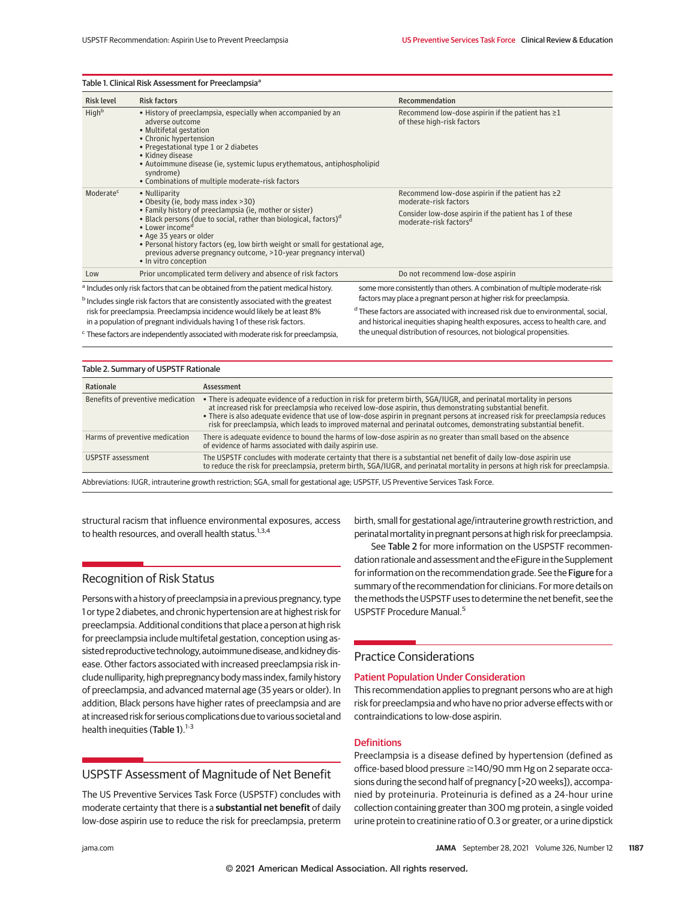**Table 1. Clinical Risk Assessment for Preeclampsia**[a]

| Risk level | Risk factors | Recommendation |
|---|---|---|
| High[b] | • History of preeclampsia, especially when accompanied by an adverse outcome<br>• Multifetal gestation<br>• Chronic hypertension<br>• Pregestational type 1 or 2 diabetes<br>• Kidney disease<br>• Autoimmune disease (ie, systemic lupus erythematous, antiphospholipid syndrome)<br>• Combinations of multiple moderate-risk factors | Recommend low-dose aspirin if the patient has ≥1 of these high-risk factors |
| Moderate[c] | • Nulliparity<br>• Obesity (ie, body mass index >30)<br>• Family history of preeclampsia (ie, mother or sister)<br>• Black persons (due to social, rather than biological, factors)[d]<br>• Lower income[d]<br>• Age 35 years or older<br>• Personal history factors (eg, low birth weight or small for gestational age, previous adverse pregnancy outcome, >10-year pregnancy interval)<br>• In vitro conception | Recommend low-dose aspirin if the patient has ≥2 moderate-risk factors<br>Consider low-dose aspirin if the patient has 1 of these moderate-risk factors[d] |
| Low | Prior uncomplicated term delivery and absence of risk factors | Do not recommend low-dose aspirin |

[a] Includes only risk factors that can be obtained from the patient medical history.

[b] Includes single risk factors that are consistently associated with the greatest risk for preeclampsia. Preeclampsia incidence would likely be at least 8% in a population of pregnant individuals having 1 of these risk factors.

[c] These factors are independently associated with moderate risk for preeclampsia, some more consistently than others. A combination of multiple moderate-risk factors may place a pregnant person at higher risk for preeclampsia.

[d] These factors are associated with increased risk due to environmental, social, and historical inequities shaping health exposures, access to health care, and the unequal distribution of resources, not biological propensities.

**Table 2. Summary of USPSTF Rationale**

| Rationale | Assessment |
|---|---|
| Benefits of preventive medication | • There is adequate evidence of a reduction in risk for preterm birth, SGA/IUGR, and perinatal mortality in persons at increased risk for preeclampsia who received low-dose aspirin, thus demonstrating substantial benefit.<br>• There is also adequate evidence that use of low-dose aspirin in pregnant persons at increased risk for preeclampsia reduces risk for preeclampsia, which leads to improved maternal and perinatal outcomes, demonstrating substantial benefit. |
| Harms of preventive medication | There is adequate evidence to bound the harms of low-dose aspirin as no greater than small based on the absence of evidence of harms associated with daily aspirin use. |
| USPSTF assessment | The USPSTF concludes with moderate certainty that there is a substantial net benefit of daily low-dose aspirin use to reduce the risk for preeclampsia, preterm birth, SGA/IUGR, and perinatal mortality in persons at high risk for preeclampsia. |

Abbreviations: IUGR, intrauterine growth restriction; SGA, small for gestational age; USPSTF, US Preventive Services Task Force.

structural racism that influence environmental exposures, access to health resources, and overall health status.[1,3,4]

## Recognition of Risk Status

Persons with a history of preeclampsia in a previous pregnancy, type 1 or type 2 diabetes, and chronic hypertension are at highest risk for preeclampsia. Additional conditions that place a person at high risk for preeclampsia include multifetal gestation, conception using assisted reproductive technology, autoimmune disease, and kidney disease. Other factors associated with increased preeclampsia risk include nulliparity, high prepregnancy body mass index, family history of preeclampsia, and advanced maternal age (35 years or older). In addition, Black persons have higher rates of preeclampsia and are at increased risk for serious complications due to various societal and health inequities (Table 1).[1-3]

## USPSTF Assessment of Magnitude of Net Benefit

The US Preventive Services Task Force (USPSTF) concludes with moderate certainty that there is a **substantial net benefit** of daily low-dose aspirin use to reduce the risk for preeclampsia, preterm birth, small for gestational age/intrauterine growth restriction, and perinatal mortality in pregnant persons at high risk for preeclampsia.

See Table 2 for more information on the USPSTF recommendation rationale and assessment and the eFigure in the Supplement for information on the recommendation grade. See the Figure for a summary of the recommendation for clinicians. For more details on the methods the USPSTF uses to determine the net benefit, see the USPSTF Procedure Manual.[5]

## Practice Considerations

### Patient Population Under Consideration

This recommendation applies to pregnant persons who are at high risk for preeclampsia and who have no prior adverse effects with or contraindications to low-dose aspirin.

### Definitions

Preeclampsia is a disease defined by hypertension (defined as office-based blood pressure ≥140/90 mm Hg on 2 separate occasions during the second half of pregnancy [>20 weeks]), accompanied by proteinuria. Proteinuria is defined as a 24-hour urine collection containing greater than 300 mg protein, a single voided urine protein to creatinine ratio of 0.3 or greater, or a urine dipstick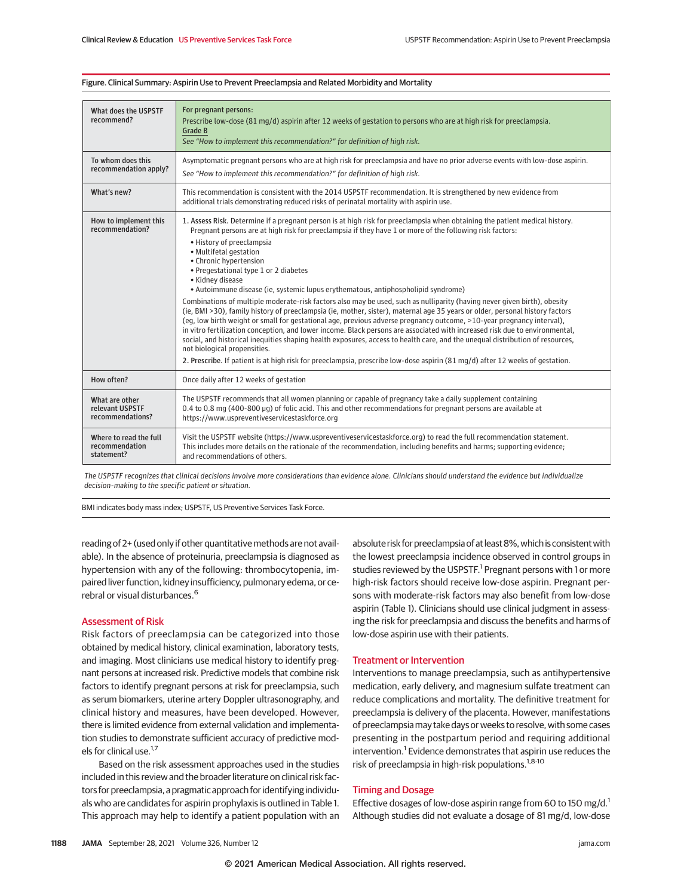Figure. Clinical Summary: Aspirin Use to Prevent Preeclampsia and Related Morbidity and Mortality

| | |
|---|---|
| What does the USPSTF recommend? | **For pregnant persons:**<br>Prescribe low-dose (81 mg/d) aspirin after 12 weeks of gestation to persons who are at high risk for preeclampsia.<br>Grade B<br>*See "How to implement this recommendation?" for definition of high risk.* |
| To whom does this recommendation apply? | Asymptomatic pregnant persons who are at high risk for preeclampsia and have no prior adverse events with low-dose aspirin.<br>*See "How to implement this recommendation?" for definition of high risk.* |
| What's new? | This recommendation is consistent with the 2014 USPSTF recommendation. It is strengthened by new evidence from additional trials demonstrating reduced risks of perinatal mortality with aspirin use. |
| How to implement this recommendation? | 1. **Assess Risk.** Determine if a pregnant person is at high risk for preeclampsia when obtaining the patient medical history. Pregnant persons are at high risk for preeclampsia if they have 1 or more of the following risk factors:<br>• History of preeclampsia<br>• Multifetal gestation<br>• Chronic hypertension<br>• Pregestational type 1 or 2 diabetes<br>• Kidney disease<br>• Autoimmune disease (ie, systemic lupus erythematous, antiphospholipid syndrome)<br>Combinations of multiple moderate-risk factors also may be used, such as nulliparity (having never given birth), obesity (ie, BMI >30), family history of preeclampsia (ie, mother, sister), maternal age 35 years or older, personal history factors (eg, low birth weight or small for gestational age, previous adverse pregnancy outcome, >10-year pregnancy interval), in vitro fertilization conception, and lower income. Black persons are associated with increased risk due to environmental, social, and historical inequities shaping health exposures, access to health care, and the unequal distribution of resources, not biological propensities.<br>2. **Prescribe.** If patient is at high risk for preeclampsia, prescribe low-dose aspirin (81 mg/d) after 12 weeks of gestation. |
| How often? | Once daily after 12 weeks of gestation |
| What are other relevant USPSTF recommendations? | The USPSTF recommends that all women planning or capable of pregnancy take a daily supplement containing 0.4 to 0.8 mg (400-800 µg) of folic acid. This and other recommendations for pregnant persons are available at https://www.uspreventiveservicestaskforce.org |
| Where to read the full recommendation statement? | Visit the USPSTF website (https://www.uspreventiveservicestaskforce.org) to read the full recommendation statement. This includes more details on the rationale of the recommendation, including benefits and harms; supporting evidence; and recommendations of others. |

*The USPSTF recognizes that clinical decisions involve more considerations than evidence alone. Clinicians should understand the evidence but individualize decision-making to the specific patient or situation.*

BMI indicates body mass index; USPSTF, US Preventive Services Task Force.

reading of 2+ (used only if other quantitative methods are not available). In the absence of proteinuria, preeclampsia is diagnosed as hypertension with any of the following: thrombocytopenia, impaired liver function, kidney insufficiency, pulmonary edema, or cerebral or visual disturbances.[6]

## Assessment of Risk

Risk factors of preeclampsia can be categorized into those obtained by medical history, clinical examination, laboratory tests, and imaging. Most clinicians use medical history to identify pregnant persons at increased risk. Predictive models that combine risk factors to identify pregnant persons at risk for preeclampsia, such as serum biomarkers, uterine artery Doppler ultrasonography, and clinical history and measures, have been developed. However, there is limited evidence from external validation and implementation studies to demonstrate sufficient accuracy of predictive models for clinical use.[1,7]

Based on the risk assessment approaches used in the studies included in this review and the broader literature on clinical risk factors for preeclampsia, a pragmatic approach for identifying individuals who are candidates for aspirin prophylaxis is outlined in Table 1. This approach may help to identify a patient population with an absolute risk for preeclampsia of at least 8%, which is consistent with the lowest preeclampsia incidence observed in control groups in studies reviewed by the USPSTF.[1] Pregnant persons with 1 or more high-risk factors should receive low-dose aspirin. Pregnant persons with moderate-risk factors may also benefit from low-dose aspirin (Table 1). Clinicians should use clinical judgment in assessing the risk for preeclampsia and discuss the benefits and harms of low-dose aspirin use with their patients.

## Treatment or Intervention

Interventions to manage preeclampsia, such as antihypertensive medication, early delivery, and magnesium sulfate treatment can reduce complications and mortality. The definitive treatment for preeclampsia is delivery of the placenta. However, manifestations of preeclampsia may take days or weeks to resolve, with some cases presenting in the postpartum period and requiring additional intervention.[1] Evidence demonstrates that aspirin use reduces the risk of preeclampsia in high-risk populations.[1,8-10]

## Timing and Dosage

Effective dosages of low-dose aspirin range from 60 to 150 mg/d.[1] Although studies did not evaluate a dosage of 81 mg/d, low-dose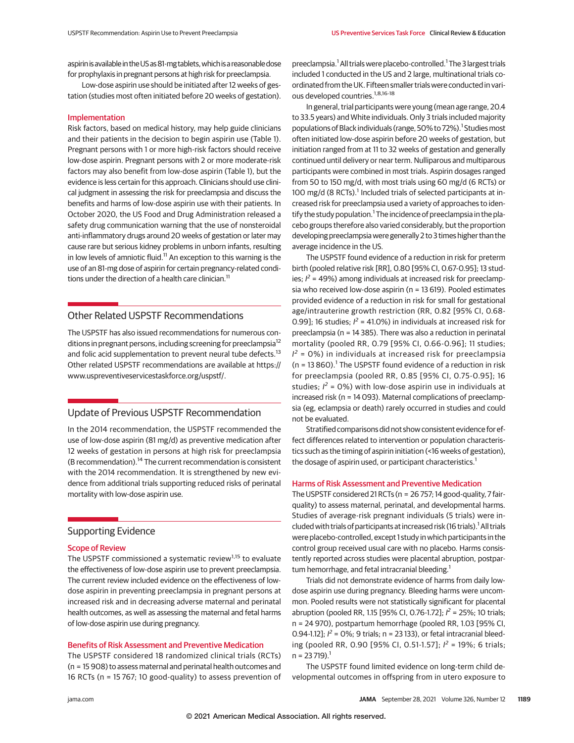aspirin is available in the US as 81-mg tablets, which is a reasonable dose for prophylaxis in pregnant persons at high risk for preeclampsia.

Low-dose aspirin use should be initiated after 12 weeks of gestation (studies most often initiated before 20 weeks of gestation).

### Implementation

Risk factors, based on medical history, may help guide clinicians and their patients in the decision to begin aspirin use (Table 1). Pregnant persons with 1 or more high-risk factors should receive low-dose aspirin. Pregnant persons with 2 or more moderate-risk factors may also benefit from low-dose aspirin (Table 1), but the evidence is less certain for this approach. Clinicians should use clinical judgment in assessing the risk for preeclampsia and discuss the benefits and harms of low-dose aspirin use with their patients. In October 2020, the US Food and Drug Administration released a safety drug communication warning that the use of nonsteroidal anti-inflammatory drugs around 20 weeks of gestation or later may cause rare but serious kidney problems in unborn infants, resulting in low levels of amniotic fluid.[11] An exception to this warning is the use of an 81-mg dose of aspirin for certain pregnancy-related conditions under the direction of a health care clinician.[11]

## Other Related USPSTF Recommendations

The USPSTF has also issued recommendations for numerous conditions in pregnant persons, including screening for preeclampsia[12] and folic acid supplementation to prevent neural tube defects.[13] Other related USPSTF recommendations are available at https://www.uspreventiveservicestaskforce.org/uspstf/.

## Update of Previous USPSTF Recommendation

In the 2014 recommendation, the USPSTF recommended the use of low-dose aspirin (81 mg/d) as preventive medication after 12 weeks of gestation in persons at high risk for preeclampsia (B recommendation).[14] The current recommendation is consistent with the 2014 recommendation. It is strengthened by new evidence from additional trials supporting reduced risks of perinatal mortality with low-dose aspirin use.

## Supporting Evidence

### Scope of Review

The USPSTF commissioned a systematic review[1,15] to evaluate the effectiveness of low-dose aspirin use to prevent preeclampsia. The current review included evidence on the effectiveness of low-dose aspirin in preventing preeclampsia in pregnant persons at increased risk and in decreasing adverse maternal and perinatal health outcomes, as well as assessing the maternal and fetal harms of low-dose aspirin use during pregnancy.

### Benefits of Risk Assessment and Preventive Medication

The USPSTF considered 18 randomized clinical trials (RCTs) (n = 15 908) to assess maternal and perinatal health outcomes and 16 RCTs (n = 15 767; 10 good-quality) to assess prevention of preeclampsia.[1] All trials were placebo-controlled.[1] The 3 largest trials included 1 conducted in the US and 2 large, multinational trials coordinated from the UK. Fifteen smaller trials were conducted in various developed countries.[1,8,16-18]

In general, trial participants were young (mean age range, 20.4 to 33.5 years) and White individuals. Only 3 trials included majority populations of Black individuals (range, 50% to 72%).[1] Studies most often initiated low-dose aspirin before 20 weeks of gestation, but initiation ranged from at 11 to 32 weeks of gestation and generally continued until delivery or near term. Nulliparous and multiparous participants were combined in most trials. Aspirin dosages ranged from 50 to 150 mg/d, with most trials using 60 mg/d (6 RCTs) or 100 mg/d (8 RCTs).[1] Included trials of selected participants at increased risk for preeclampsia used a variety of approaches to identify the study population.[1] The incidence of preeclampsia in the placebo groups therefore also varied considerably, but the proportion developing preeclampsia were generally 2 to 3 times higher than the average incidence in the US.

The USPSTF found evidence of a reduction in risk for preterm birth (pooled relative risk [RR], 0.80 [95% CI, 0.67-0.95]; 13 studies; $I^2$ = 49%) among individuals at increased risk for preeclampsia who received low-dose aspirin (n = 13 619). Pooled estimates provided evidence of a reduction in risk for small for gestational age/intrauterine growth restriction (RR, 0.82 [95% CI, 0.68-0.99]; 16 studies; $I^2$ = 41.0%) in individuals at increased risk for preeclampsia (n = 14 385). There was also a reduction in perinatal mortality (pooled RR, 0.79 [95% CI, 0.66-0.96]; 11 studies; $I^2$ = 0%) in individuals at increased risk for preeclampsia (n = 13 860).[1] The USPSTF found evidence of a reduction in risk for preeclampsia (pooled RR, 0.85 [95% CI, 0.75-0.95]; 16 studies; $I^2$ = 0%) with low-dose aspirin use in individuals at increased risk (n = 14 093). Maternal complications of preeclampsia (eg, eclampsia or death) rarely occurred in studies and could not be evaluated.

Stratified comparisons did not show consistent evidence for effect differences related to intervention or population characteristics such as the timing of aspirin initiation (<16 weeks of gestation), the dosage of aspirin used, or participant characteristics.[1]

### Harms of Risk Assessment and Preventive Medication

The USPSTF considered 21 RCTs (n = 26 757; 14 good-quality, 7 fair-quality) to assess maternal, perinatal, and developmental harms. Studies of average-risk pregnant individuals (5 trials) were included with trials of participants at increased risk (16 trials).[1] All trials were placebo-controlled, except 1 study in which participants in the control group received usual care with no placebo. Harms consistently reported across studies were placental abruption, postpartum hemorrhage, and fetal intracranial bleeding.[1]

Trials did not demonstrate evidence of harms from daily low-dose aspirin use during pregnancy. Bleeding harms were uncommon. Pooled results were not statistically significant for placental abruption (pooled RR, 1.15 [95% CI, 0.76-1.72]; $I^2$ = 25%; 10 trials; n = 24 970), postpartum hemorrhage (pooled RR, 1.03 [95% CI, 0.94-1.12]; $I^2$ = 0%; 9 trials; n = 23 133), or fetal intracranial bleeding (pooled RR, 0.90 [95% CI, 0.51-1.57]; $I^2$ = 19%; 6 trials; n = 23 719).[1]

The USPSTF found limited evidence on long-term child developmental outcomes in offspring from in utero exposure to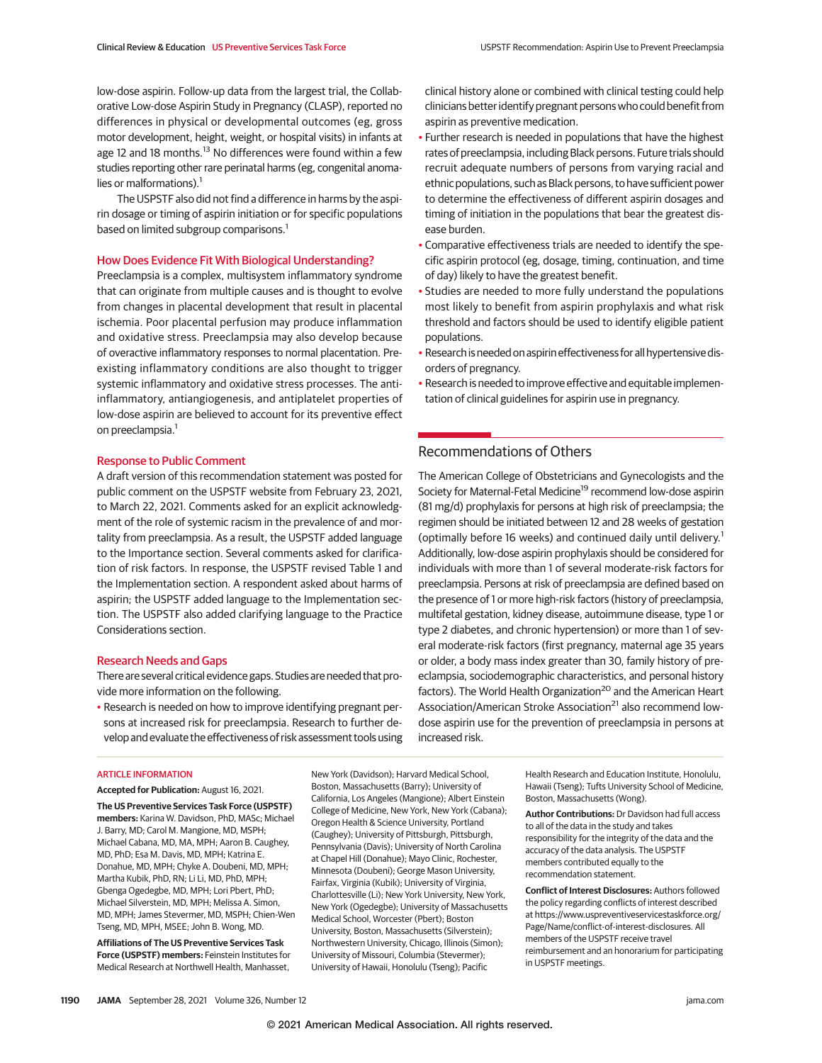low-dose aspirin. Follow-up data from the largest trial, the Collaborative Low-dose Aspirin Study in Pregnancy (CLASP), reported no differences in physical or developmental outcomes (eg, gross motor development, height, weight, or hospital visits) in infants at age 12 and 18 months.[13] No differences were found within a few studies reporting other rare perinatal harms (eg, congenital anomalies or malformations).[1]

The USPSTF also did not find a difference in harms by the aspirin dosage or timing of aspirin initiation or for specific populations based on limited subgroup comparisons.[1]

### How Does Evidence Fit With Biological Understanding?

Preeclampsia is a complex, multisystem inflammatory syndrome that can originate from multiple causes and is thought to evolve from changes in placental development that result in placental ischemia. Poor placental perfusion may produce inflammation and oxidative stress. Preeclampsia may also develop because of overactive inflammatory responses to normal placentation. Preexisting inflammatory conditions are also thought to trigger systemic inflammatory and oxidative stress processes. The anti-inflammatory, antiangiogenesis, and antiplatelet properties of low-dose aspirin are believed to account for its preventive effect on preeclampsia.[1]

### Response to Public Comment

A draft version of this recommendation statement was posted for public comment on the USPSTF website from February 23, 2021, to March 22, 2021. Comments asked for an explicit acknowledgment of the role of systemic racism in the prevalence of and mortality from preeclampsia. As a result, the USPSTF added language to the Importance section. Several comments asked for clarification of risk factors. In response, the USPSTF revised Table 1 and the Implementation section. A respondent asked about harms of aspirin; the USPSTF added language to the Implementation section. The USPSTF also added clarifying language to the Practice Considerations section.

### Research Needs and Gaps

There are several critical evidence gaps. Studies are needed that provide more information on the following.

- Research is needed on how to improve identifying pregnant persons at increased risk for preeclampsia. Research to further develop and evaluate the effectiveness of risk assessment tools using clinical history alone or combined with clinical testing could help clinicians better identify pregnant persons who could benefit from aspirin as preventive medication.
- Further research is needed in populations that have the highest rates of preeclampsia, including Black persons. Future trials should recruit adequate numbers of persons from varying racial and ethnic populations, such as Black persons, to have sufficient power to determine the effectiveness of different aspirin dosages and timing of initiation in the populations that bear the greatest disease burden.
- Comparative effectiveness trials are needed to identify the specific aspirin protocol (eg, dosage, timing, continuation, and time of day) likely to have the greatest benefit.
- Studies are needed to more fully understand the populations most likely to benefit from aspirin prophylaxis and what risk threshold and factors should be used to identify eligible patient populations.
- Research is needed on aspirin effectiveness for all hypertensive disorders of pregnancy.
- Research is needed to improve effective and equitable implementation of clinical guidelines for aspirin use in pregnancy.

## Recommendations of Others

The American College of Obstetricians and Gynecologists and the Society for Maternal-Fetal Medicine[19] recommend low-dose aspirin (81 mg/d) prophylaxis for persons at high risk of preeclampsia; the regimen should be initiated between 12 and 28 weeks of gestation (optimally before 16 weeks) and continued daily until delivery.[1] Additionally, low-dose aspirin prophylaxis should be considered for individuals with more than 1 of several moderate-risk factors for preeclampsia. Persons at risk of preeclampsia are defined based on the presence of 1 or more high-risk factors (history of preeclampsia, multifetal gestation, kidney disease, autoimmune disease, type 1 or type 2 diabetes, and chronic hypertension) or more than 1 of several moderate-risk factors (first pregnancy, maternal age 35 years or older, a body mass index greater than 30, family history of preeclampsia, sociodemographic characteristics, and personal history factors). The World Health Organization[20] and the American Heart Association/American Stroke Association[21] also recommend low-dose aspirin use for the prevention of preeclampsia in persons at increased risk.

### ARTICLE INFORMATION

**Accepted for Publication:** August 16, 2021.

**The US Preventive Services Task Force (USPSTF) members:** Karina W. Davidson, PhD, MASc; Michael J. Barry, MD; Carol M. Mangione, MD, MSPH; Michael Cabana, MD, MA, MPH; Aaron B. Caughey, MD, PhD; Esa M. Davis, MD, MPH; Katrina E. Donahue, MD, MPH; Chyke A. Doubeni, MD, MPH; Martha Kubik, PhD, RN; Li Li, MD, PhD, MPH; Gbenga Ogedegbe, MD, MPH; Lori Pbert, PhD; Michael Silverstein, MD, MPH; Melissa A. Simon, MD, MPH; James Stevermer, MD, MSPH; Chien-Wen Tseng, MD, MPH, MSEE; John B. Wong, MD.

**Affiliations of The US Preventive Services Task Force (USPSTF) members:** Feinstein Institutes for Medical Research at Northwell Health, Manhasset, New York (Davidson); Harvard Medical School, Boston, Massachusetts (Barry); University of California, Los Angeles (Mangione); Albert Einstein College of Medicine, New York, New York (Cabana); Oregon Health & Science University, Portland (Caughey); University of Pittsburgh, Pittsburgh, Pennsylvania (Davis); University of North Carolina at Chapel Hill (Donahue); Mayo Clinic, Rochester, Minnesota (Doubeni); George Mason University, Fairfax, Virginia (Kubik); University of Virginia, Charlottesville (Li); New York University, New York, New York (Ogedegbe); University of Massachusetts Medical School, Worcester (Pbert); Boston University, Boston, Massachusetts (Silverstein); Northwestern University, Chicago, Illinois (Simon); University of Missouri, Columbia (Stevermer); University of Hawaii, Honolulu (Tseng); Pacific Health Research and Education Institute, Honolulu, Hawaii (Tseng); Tufts University School of Medicine, Boston, Massachusetts (Wong).

**Author Contributions:** Dr Davidson had full access to all of the data in the study and takes responsibility for the integrity of the data and the accuracy of the data analysis. The USPSTF members contributed equally to the recommendation statement.

**Conflict of Interest Disclosures:** Authors followed the policy regarding conflicts of interest described at https://www.uspreventiveservicestaskforce.org/Page/Name/conflict-of-interest-disclosures. All members of the USPSTF receive travel reimbursement and an honorarium for participating in USPSTF meetings.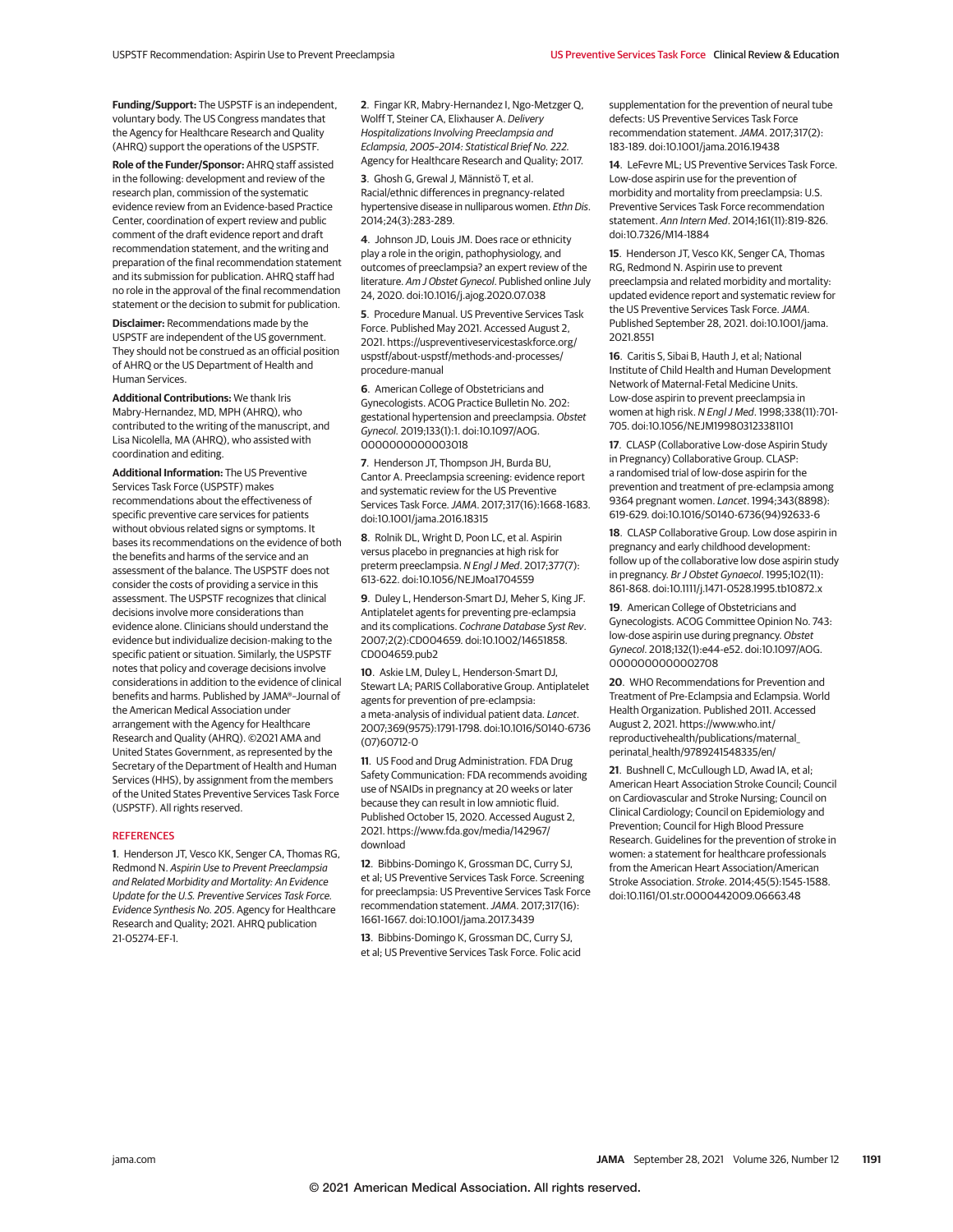**Funding/Support:** The USPSTF is an independent, voluntary body. The US Congress mandates that the Agency for Healthcare Research and Quality (AHRQ) support the operations of the USPSTF.

**Role of the Funder/Sponsor:** AHRQ staff assisted in the following: development and review of the research plan, commission of the systematic evidence review from an Evidence-based Practice Center, coordination of expert review and public comment of the draft evidence report and draft recommendation statement, and the writing and preparation of the final recommendation statement and its submission for publication. AHRQ staff had no role in the approval of the final recommendation statement or the decision to submit for publication.

**Disclaimer:** Recommendations made by the USPSTF are independent of the US government. They should not be construed as an official position of AHRQ or the US Department of Health and Human Services.

**Additional Contributions:** We thank Iris Mabry-Hernandez, MD, MPH (AHRQ), who contributed to the writing of the manuscript, and Lisa Nicolella, MA (AHRQ), who assisted with coordination and editing.

**Additional Information:** The US Preventive Services Task Force (USPSTF) makes recommendations about the effectiveness of specific preventive care services for patients without obvious related signs or symptoms. It bases its recommendations on the evidence of both the benefits and harms of the service and an assessment of the balance. The USPSTF does not consider the costs of providing a service in this assessment. The USPSTF recognizes that clinical decisions involve more considerations than evidence alone. Clinicians should understand the evidence but individualize decision-making to the specific patient or situation. Similarly, the USPSTF notes that policy and coverage decisions involve considerations in addition to the evidence of clinical benefits and harms. Published by JAMA®–Journal of the American Medical Association under arrangement with the Agency for Healthcare Research and Quality (AHRQ). ©2021 AMA and United States Government, as represented by the Secretary of the Department of Health and Human Services (HHS), by assignment from the members of the United States Preventive Services Task Force (USPSTF). All rights reserved.

## REFERENCES

1. Henderson JT, Vesco KK, Senger CA, Thomas RG, Redmond N. *Aspirin Use to Prevent Preeclampsia and Related Morbidity and Mortality: An Evidence Update for the U.S. Preventive Services Task Force. Evidence Synthesis No. 205*. Agency for Healthcare Research and Quality; 2021. AHRQ publication 21-05274-EF-1.

2. Fingar KR, Mabry-Hernandez I, Ngo-Metzger Q, Wolff T, Steiner CA, Elixhauser A. *Delivery Hospitalizations Involving Preeclampsia and Eclampsia, 2005–2014: Statistical Brief No. 222*. Agency for Healthcare Research and Quality; 2017.

3. Ghosh G, Grewal J, Männistö T, et al. Racial/ethnic differences in pregnancy-related hypertensive disease in nulliparous women. *Ethn Dis*. 2014;24(3):283-289.

4. Johnson JD, Louis JM. Does race or ethnicity play a role in the origin, pathophysiology, and outcomes of preeclampsia? an expert review of the literature. *Am J Obstet Gynecol*. Published online July 24, 2020. doi:10.1016/j.ajog.2020.07.038

5. Procedure Manual. US Preventive Services Task Force. Published May 2021. Accessed August 2, 2021. https://uspreventiveservicestaskforce.org/uspstf/about-uspstf/methods-and-processes/procedure-manual

6. American College of Obstetricians and Gynecologists. ACOG Practice Bulletin No. 202: gestational hypertension and preeclampsia. *Obstet Gynecol*. 2019;133(1):1. doi:10.1097/AOG.0000000000003018

7. Henderson JT, Thompson JH, Burda BU, Cantor A. Preeclampsia screening: evidence report and systematic review for the US Preventive Services Task Force. *JAMA*. 2017;317(16):1668-1683. doi:10.1001/jama.2016.18315

8. Rolnik DL, Wright D, Poon LC, et al. Aspirin versus placebo in pregnancies at high risk for preterm preeclampsia. *N Engl J Med*. 2017;377(7):613-622. doi:10.1056/NEJMoa1704559

9. Duley L, Henderson-Smart DJ, Meher S, King JF. Antiplatelet agents for preventing pre-eclampsia and its complications. *Cochrane Database Syst Rev*. 2007;2(2):CD004659. doi:10.1002/14651858.CD004659.pub2

10. Askie LM, Duley L, Henderson-Smart DJ, Stewart LA; PARIS Collaborative Group. Antiplatelet agents for prevention of pre-eclampsia: a meta-analysis of individual patient data. *Lancet*. 2007;369(9575):1791-1798. doi:10.1016/S0140-6736(07)60712-0

11. US Food and Drug Administration. FDA Drug Safety Communication: FDA recommends avoiding use of NSAIDs in pregnancy at 20 weeks or later because they can result in low amniotic fluid. Published October 15, 2020. Accessed August 2, 2021. https://www.fda.gov/media/142967/download

12. Bibbins-Domingo K, Grossman DC, Curry SJ, et al; US Preventive Services Task Force. Screening for preeclampsia: US Preventive Services Task Force recommendation statement. *JAMA*. 2017;317(16):1661-1667. doi:10.1001/jama.2017.3439

13. Bibbins-Domingo K, Grossman DC, Curry SJ, et al; US Preventive Services Task Force. Folic acid supplementation for the prevention of neural tube defects: US Preventive Services Task Force recommendation statement. *JAMA*. 2017;317(2):183-189. doi:10.1001/jama.2016.19438

14. LeFevre ML; US Preventive Services Task Force. Low-dose aspirin use for the prevention of morbidity and mortality from preeclampsia: U.S. Preventive Services Task Force recommendation statement. *Ann Intern Med*. 2014;161(11):819-826. doi:10.7326/M14-1884

15. Henderson JT, Vesco KK, Senger CA, Thomas RG, Redmond N. Aspirin use to prevent preeclampsia and related morbidity and mortality: updated evidence report and systematic review for the US Preventive Services Task Force. *JAMA*. Published September 28, 2021. doi:10.1001/jama.2021.8551

16. Caritis S, Sibai B, Hauth J, et al; National Institute of Child Health and Human Development Network of Maternal-Fetal Medicine Units. Low-dose aspirin to prevent preeclampsia in women at high risk. *N Engl J Med*. 1998;338(11):701-705. doi:10.1056/NEJM199803123381101

17. CLASP (Collaborative Low-dose Aspirin Study in Pregnancy) Collaborative Group. CLASP: a randomised trial of low-dose aspirin for the prevention and treatment of pre-eclampsia among 9364 pregnant women. *Lancet*. 1994;343(8898):619-629. doi:10.1016/S0140-6736(94)92633-6

18. CLASP Collaborative Group. Low dose aspirin in pregnancy and early childhood development: follow up of the collaborative low dose aspirin study in pregnancy. *Br J Obstet Gynaecol*. 1995;102(11):861-868. doi:10.1111/j.1471-0528.1995.tb10872.x

19. American College of Obstetricians and Gynecologists. ACOG Committee Opinion No. 743: low-dose aspirin use during pregnancy. *Obstet Gynecol*. 2018;132(1):e44-e52. doi:10.1097/AOG.0000000000002708

20. WHO Recommendations for Prevention and Treatment of Pre-Eclampsia and Eclampsia. World Health Organization. Published 2011. Accessed August 2, 2021. https://www.who.int/reproductivehealth/publications/maternal_perinatal_health/9789241548335/en/

21. Bushnell C, McCullough LD, Awad IA, et al; American Heart Association Stroke Council; Council on Cardiovascular and Stroke Nursing; Council on Clinical Cardiology; Council on Epidemiology and Prevention; Council for High Blood Pressure Research. Guidelines for the prevention of stroke in women: a statement for healthcare professionals from the American Heart Association/American Stroke Association. *Stroke*. 2014;45(5):1545-1588. doi:10.1161/01.str.0000442009.06663.48